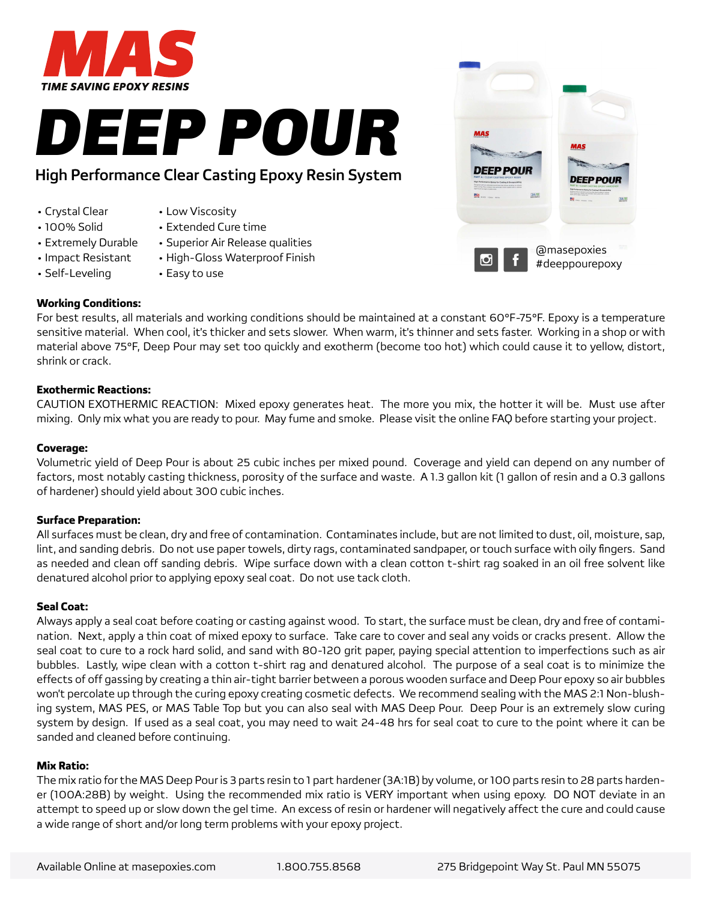# MAS

TIME SAVING EPOXY RESINS

# DEEP POUR

## High Performance Clear Casting Epoxy Resin System

- Crystal Clear
- 100% Solid
- Extremely Durable
- Impact Resistant
- Self-Leveling
- Low Viscosity
- Extended Cure time
- Superior Air Release qualities
- High-Gloss Waterproof Finish
- Easy to use

@masepoxies
#deeppourepoxy

**Working Conditions:**

For best results, all materials and working conditions should be maintained at a constant 60°F-75°F. Epoxy is a temperature sensitive material. When cool, it's thicker and sets slower. When warm, it's thinner and sets faster. Working in a shop or with material above 75°F, Deep Pour may set too quickly and exotherm (become too hot) which could cause it to yellow, distort, shrink or crack.

**Exothermic Reactions:**

CAUTION EXOTHERMIC REACTION: Mixed epoxy generates heat. The more you mix, the hotter it will be. Must use after mixing. Only mix what you are ready to pour. May fume and smoke. Please visit the online FAQ before starting your project.

**Coverage:**

Volumetric yield of Deep Pour is about 25 cubic inches per mixed pound. Coverage and yield can depend on any number of factors, most notably casting thickness, porosity of the surface and waste. A 1.3 gallon kit (1 gallon of resin and a 0.3 gallons of hardener) should yield about 300 cubic inches.

**Surface Preparation:**

All surfaces must be clean, dry and free of contamination. Contaminates include, but are not limited to dust, oil, moisture, sap, lint, and sanding debris. Do not use paper towels, dirty rags, contaminated sandpaper, or touch surface with oily fingers. Sand as needed and clean off sanding debris. Wipe surface down with a clean cotton t-shirt rag soaked in an oil free solvent like denatured alcohol prior to applying epoxy seal coat. Do not use tack cloth.

**Seal Coat:**

Always apply a seal coat before coating or casting against wood. To start, the surface must be clean, dry and free of contamination. Next, apply a thin coat of mixed epoxy to surface. Take care to cover and seal any voids or cracks present. Allow the seal coat to cure to a rock hard solid, and sand with 80-120 grit paper, paying special attention to imperfections such as air bubbles. Lastly, wipe clean with a cotton t-shirt rag and denatured alcohol. The purpose of a seal coat is to minimize the effects of off gassing by creating a thin air-tight barrier between a porous wooden surface and Deep Pour epoxy so air bubbles won't percolate up through the curing epoxy creating cosmetic defects. We recommend sealing with the MAS 2:1 Non-blushing system, MAS PES, or MAS Table Top but you can also seal with MAS Deep Pour. Deep Pour is an extremely slow curing system by design. If used as a seal coat, you may need to wait 24-48 hrs for seal coat to cure to the point where it can be sanded and cleaned before continuing.

**Mix Ratio:**

The mix ratio for the MAS Deep Pour is 3 parts resin to 1 part hardener (3A:1B) by volume, or 100 parts resin to 28 parts hardener (100A:28B) by weight. Using the recommended mix ratio is VERY important when using epoxy. DO NOT deviate in an attempt to speed up or slow down the gel time. An excess of resin or hardener will negatively affect the cure and could cause a wide range of short and/or long term problems with your epoxy project.

Available Online at masepoxies.com 1.800.755.8568 275 Bridgepoint Way St. Paul MN 55075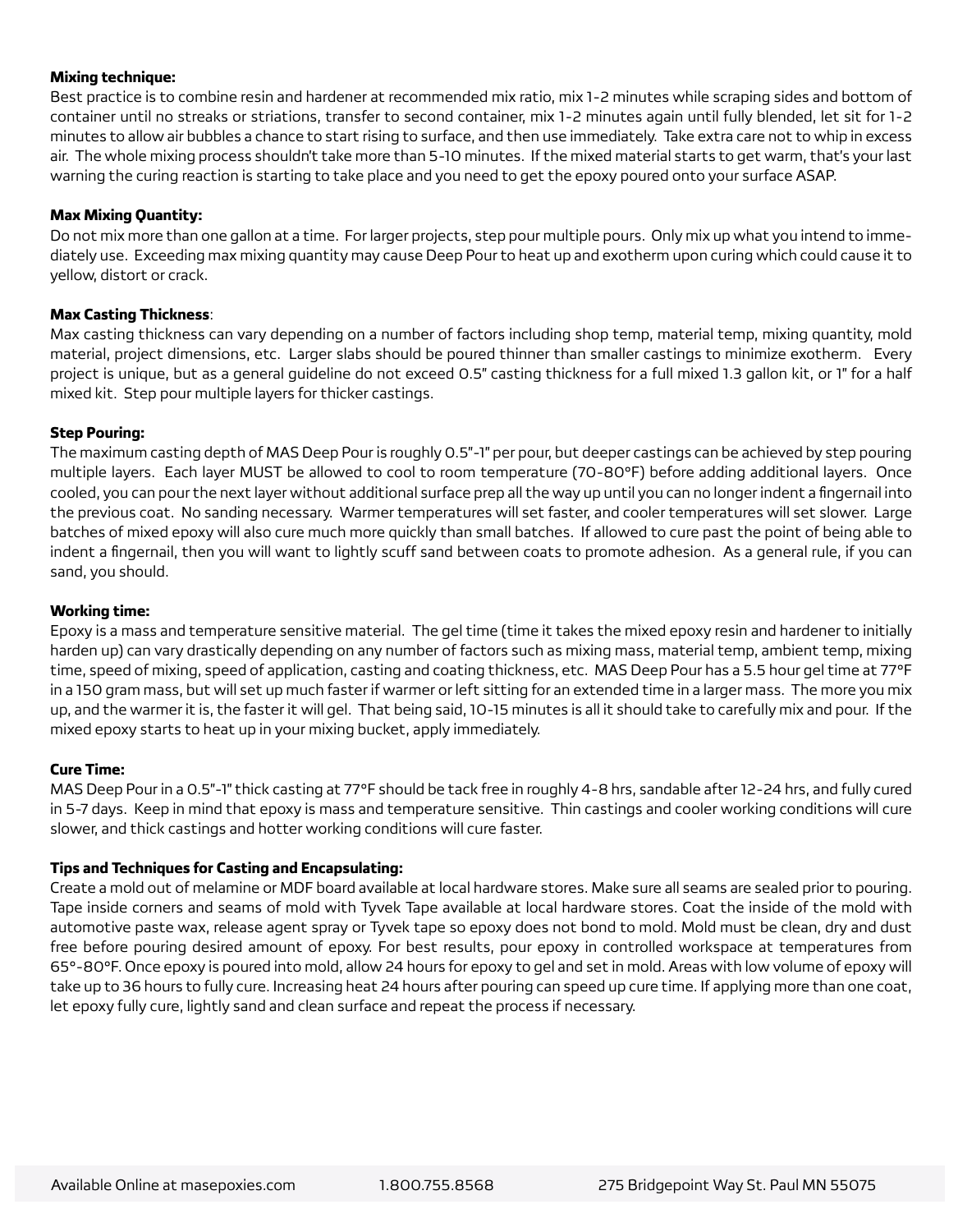**Mixing technique:**

Best practice is to combine resin and hardener at recommended mix ratio, mix 1-2 minutes while scraping sides and bottom of container until no streaks or striations, transfer to second container, mix 1-2 minutes again until fully blended, let sit for 1-2 minutes to allow air bubbles a chance to start rising to surface, and then use immediately. Take extra care not to whip in excess air. The whole mixing process shouldn't take more than 5-10 minutes. If the mixed material starts to get warm, that's your last warning the curing reaction is starting to take place and you need to get the epoxy poured onto your surface ASAP.

**Max Mixing Quantity:**

Do not mix more than one gallon at a time. For larger projects, step pour multiple pours. Only mix up what you intend to immediately use. Exceeding max mixing quantity may cause Deep Pour to heat up and exotherm upon curing which could cause it to yellow, distort or crack.

**Max Casting Thickness**:

Max casting thickness can vary depending on a number of factors including shop temp, material temp, mixing quantity, mold material, project dimensions, etc. Larger slabs should be poured thinner than smaller castings to minimize exotherm. Every project is unique, but as a general guideline do not exceed 0.5" casting thickness for a full mixed 1.3 gallon kit, or 1" for a half mixed kit. Step pour multiple layers for thicker castings.

**Step Pouring:**

The maximum casting depth of MAS Deep Pour is roughly 0.5"-1" per pour, but deeper castings can be achieved by step pouring multiple layers. Each layer MUST be allowed to cool to room temperature (70-80°F) before adding additional layers. Once cooled, you can pour the next layer without additional surface prep all the way up until you can no longer indent a fingernail into the previous coat. No sanding necessary. Warmer temperatures will set faster, and cooler temperatures will set slower. Large batches of mixed epoxy will also cure much more quickly than small batches. If allowed to cure past the point of being able to indent a fingernail, then you will want to lightly scuff sand between coats to promote adhesion. As a general rule, if you can sand, you should.

**Working time:**

Epoxy is a mass and temperature sensitive material. The gel time (time it takes the mixed epoxy resin and hardener to initially harden up) can vary drastically depending on any number of factors such as mixing mass, material temp, ambient temp, mixing time, speed of mixing, speed of application, casting and coating thickness, etc. MAS Deep Pour has a 5.5 hour gel time at 77°F in a 150 gram mass, but will set up much faster if warmer or left sitting for an extended time in a larger mass. The more you mix up, and the warmer it is, the faster it will gel. That being said, 10-15 minutes is all it should take to carefully mix and pour. If the mixed epoxy starts to heat up in your mixing bucket, apply immediately.

**Cure Time:**

MAS Deep Pour in a 0.5"-1" thick casting at 77°F should be tack free in roughly 4-8 hrs, sandable after 12-24 hrs, and fully cured in 5-7 days. Keep in mind that epoxy is mass and temperature sensitive. Thin castings and cooler working conditions will cure slower, and thick castings and hotter working conditions will cure faster.

**Tips and Techniques for Casting and Encapsulating:**

Create a mold out of melamine or MDF board available at local hardware stores. Make sure all seams are sealed prior to pouring. Tape inside corners and seams of mold with Tyvek Tape available at local hardware stores. Coat the inside of the mold with automotive paste wax, release agent spray or Tyvek tape so epoxy does not bond to mold. Mold must be clean, dry and dust free before pouring desired amount of epoxy. For best results, pour epoxy in controlled workspace at temperatures from 65°-80°F. Once epoxy is poured into mold, allow 24 hours for epoxy to gel and set in mold. Areas with low volume of epoxy will take up to 36 hours to fully cure. Increasing heat 24 hours after pouring can speed up cure time. If applying more than one coat, let epoxy fully cure, lightly sand and clean surface and repeat the process if necessary.

Available Online at masepoxies.com 1.800.755.8568 275 Bridgepoint Way St. Paul MN 55075